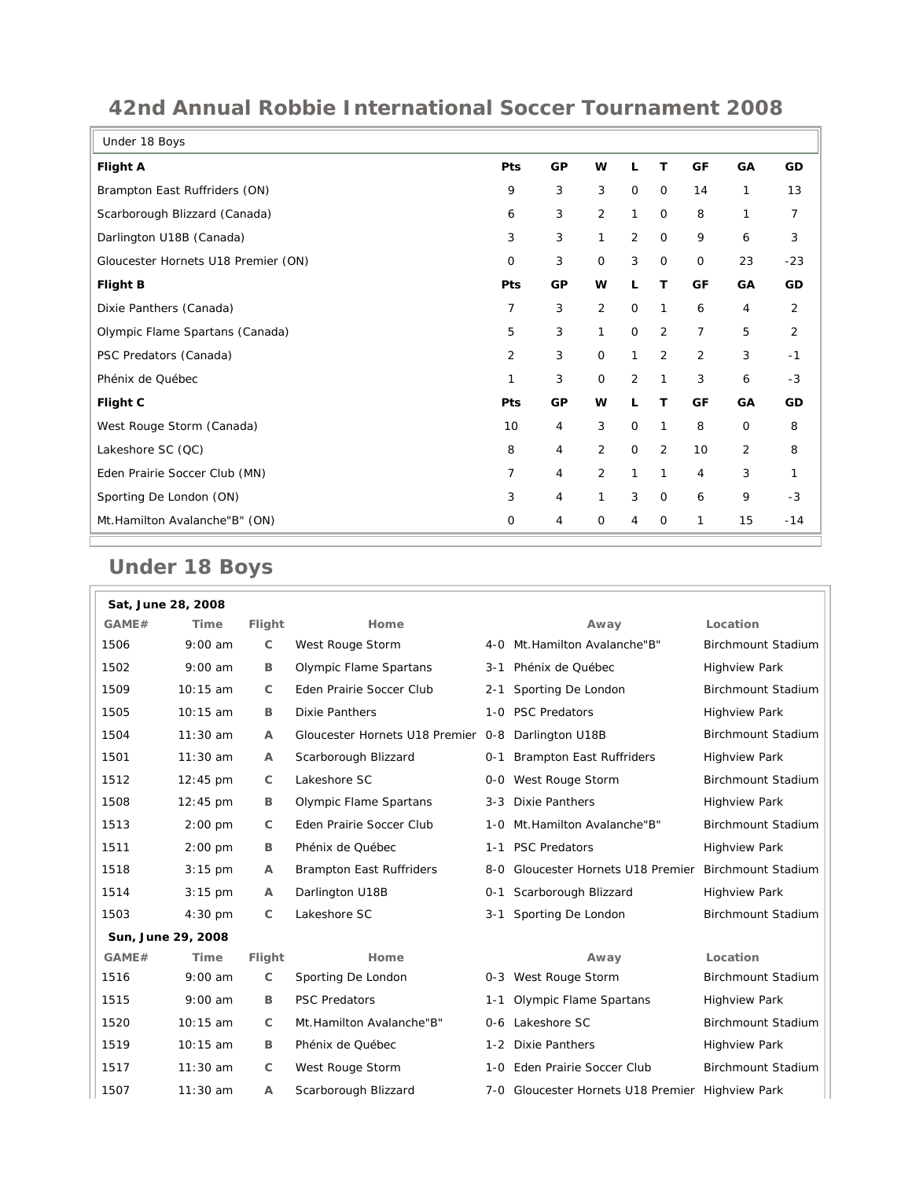# 42nd Annual Robbie International Soccer Tournament 2008

| Under 18 Boys | | | | | | | | |
|---|---|---|---|---|---|---|---|---|
| **Flight A** | **Pts** | **GP** | **W** | **L** | **T** | **GF** | **GA** | **GD** |
| Brampton East Ruffriders (ON) | 9 | 3 | 3 | 0 | 0 | 14 | 1 | 13 |
| Scarborough Blizzard (Canada) | 6 | 3 | 2 | 1 | 0 | 8 | 1 | 7 |
| Darlington U18B (Canada) | 3 | 3 | 1 | 2 | 0 | 9 | 6 | 3 |
| Gloucester Hornets U18 Premier (ON) | 0 | 3 | 0 | 3 | 0 | 0 | 23 | -23 |
| **Flight B** | **Pts** | **GP** | **W** | **L** | **T** | **GF** | **GA** | **GD** |
| Dixie Panthers (Canada) | 7 | 3 | 2 | 0 | 1 | 6 | 4 | 2 |
| Olympic Flame Spartans (Canada) | 5 | 3 | 1 | 0 | 2 | 7 | 5 | 2 |
| PSC Predators (Canada) | 2 | 3 | 0 | 1 | 2 | 2 | 3 | -1 |
| Phénix de Québec | 1 | 3 | 0 | 2 | 1 | 3 | 6 | -3 |
| **Flight C** | **Pts** | **GP** | **W** | **L** | **T** | **GF** | **GA** | **GD** |
| West Rouge Storm (Canada) | 10 | 4 | 3 | 0 | 1 | 8 | 0 | 8 |
| Lakeshore SC (QC) | 8 | 4 | 2 | 0 | 2 | 10 | 2 | 8 |
| Eden Prairie Soccer Club (MN) | 7 | 4 | 2 | 1 | 1 | 4 | 3 | 1 |
| Sporting De London (ON) | 3 | 4 | 1 | 3 | 0 | 6 | 9 | -3 |
| Mt.Hamilton Avalanche"B" (ON) | 0 | 4 | 0 | 4 | 0 | 1 | 15 | -14 |

## Under 18 Boys

| **Sat, June 28, 2008** | | | | | | |
|---|---|---|---|---|---|---|
| **GAME#** | **Time** | **Flight** | **Home** | | **Away** | **Location** |
| 1506 | 9:00 am | C | West Rouge Storm | 4-0 | Mt.Hamilton Avalanche"B" | Birchmount Stadium |
| 1502 | 9:00 am | B | Olympic Flame Spartans | 3-1 | Phénix de Québec | Highview Park |
| 1509 | 10:15 am | C | Eden Prairie Soccer Club | 2-1 | Sporting De London | Birchmount Stadium |
| 1505 | 10:15 am | B | Dixie Panthers | 1-0 | PSC Predators | Highview Park |
| 1504 | 11:30 am | A | Gloucester Hornets U18 Premier | 0-8 | Darlington U18B | Birchmount Stadium |
| 1501 | 11:30 am | A | Scarborough Blizzard | 0-1 | Brampton East Ruffriders | Highview Park |
| 1512 | 12:45 pm | C | Lakeshore SC | 0-0 | West Rouge Storm | Birchmount Stadium |
| 1508 | 12:45 pm | B | Olympic Flame Spartans | 3-3 | Dixie Panthers | Highview Park |
| 1513 | 2:00 pm | C | Eden Prairie Soccer Club | 1-0 | Mt.Hamilton Avalanche"B" | Birchmount Stadium |
| 1511 | 2:00 pm | B | Phénix de Québec | 1-1 | PSC Predators | Highview Park |
| 1518 | 3:15 pm | A | Brampton East Ruffriders | 8-0 | Gloucester Hornets U18 Premier | Birchmount Stadium |
| 1514 | 3:15 pm | A | Darlington U18B | 0-1 | Scarborough Blizzard | Highview Park |
| 1503 | 4:30 pm | C | Lakeshore SC | 3-1 | Sporting De London | Birchmount Stadium |
| **Sun, June 29, 2008** | | | | | | |
| **GAME#** | **Time** | **Flight** | **Home** | | **Away** | **Location** |
| 1516 | 9:00 am | C | Sporting De London | 0-3 | West Rouge Storm | Birchmount Stadium |
| 1515 | 9:00 am | B | PSC Predators | 1-1 | Olympic Flame Spartans | Highview Park |
| 1520 | 10:15 am | C | Mt.Hamilton Avalanche"B" | 0-6 | Lakeshore SC | Birchmount Stadium |
| 1519 | 10:15 am | B | Phénix de Québec | 1-2 | Dixie Panthers | Highview Park |
| 1517 | 11:30 am | C | West Rouge Storm | 1-0 | Eden Prairie Soccer Club | Birchmount Stadium |
| 1507 | 11:30 am | A | Scarborough Blizzard | 7-0 | Gloucester Hornets U18 Premier | Highview Park |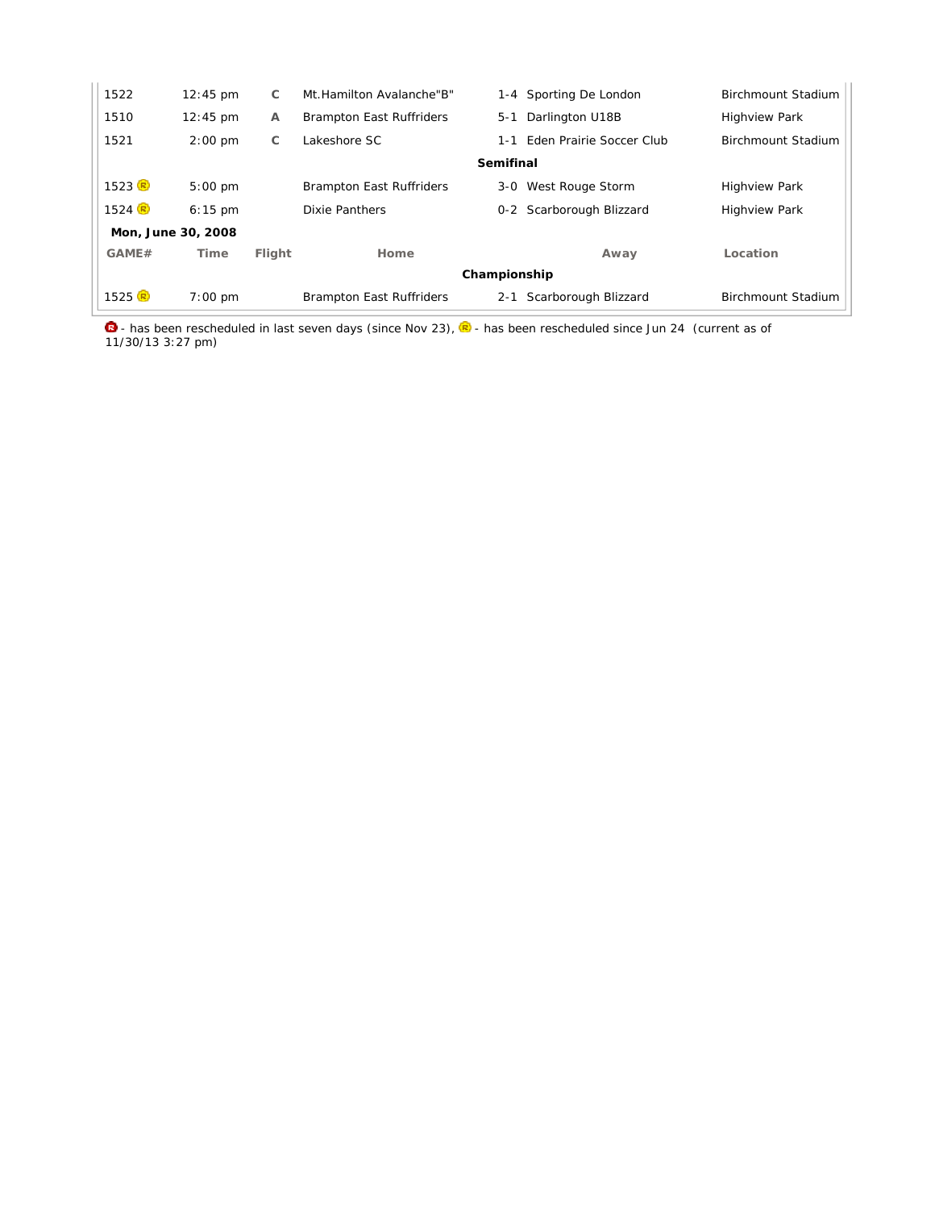| GAME# | Time | Flight | Home | | Away | Location |
|---|---|---|---|---|---|---|
| 1522 | 12:45 pm | C | Mt.Hamilton Avalanche"B" | 1-4 | Sporting De London | Birchmount Stadium |
| 1510 | 12:45 pm | A | Brampton East Ruffriders | 5-1 | Darlington U18B | Highview Park |
| 1521 | 2:00 pm | C | Lakeshore SC | 1-1 | Eden Prairie Soccer Club | Birchmount Stadium |
| | | | **Semifinal** | | | |
| 1523 (R) | 5:00 pm | | Brampton East Ruffriders | 3-0 | West Rouge Storm | Highview Park |
| 1524 (R) | 6:15 pm | | Dixie Panthers | 0-2 | Scarborough Blizzard | Highview Park |

**Mon, June 30, 2008**

| GAME# | Time | Flight | Home | | Away | Location |
|---|---|---|---|---|---|---|
| | | | **Championship** | | | |
| 1525 (R) | 7:00 pm | | Brampton East Ruffriders | 2-1 | Scarborough Blizzard | Birchmount Stadium |

(R) - has been rescheduled in last seven days (since Nov 23), (R) - has been rescheduled since Jun 24 (current as of 11/30/13 3:27 pm)